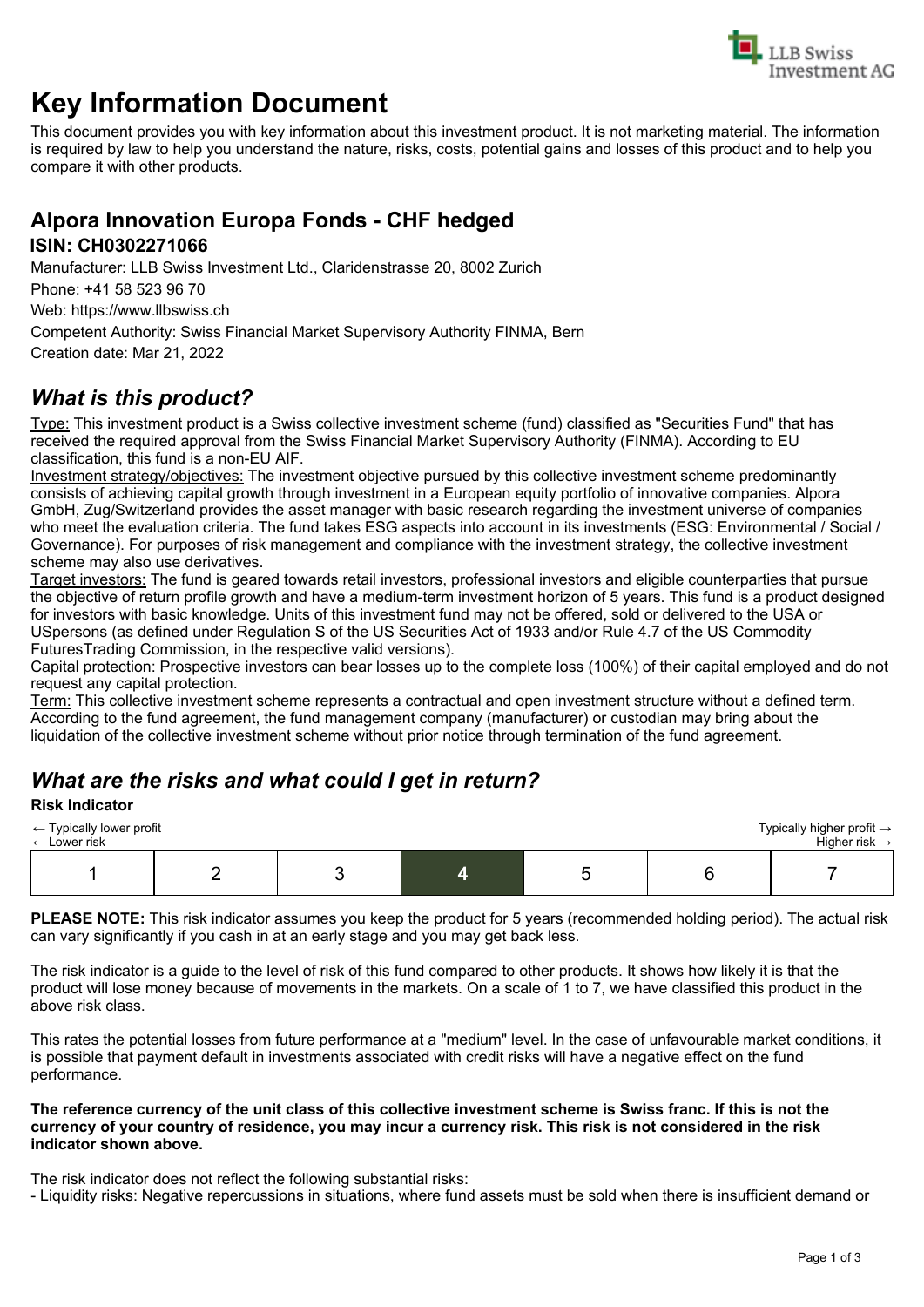# Key Information Document

This document provides you with key information about this investment product. It is not marketing material. The information is required by law to help you understand the nature, risks, costs, potential gains and losses of this product and to help you compare it with other products.

## Alpora Innovation Europa Fonds - CHF hedged

### ISIN: CH0302271066

Manufacturer: LLB Swiss Investment Ltd., Claridenstrasse 20, 8002 Zurich

Phone: +41 58 523 96 70

Web: https://www.llbswiss.ch

Competent Authority: Swiss Financial Market Supervisory Authority FINMA, Bern

Creation date: Mar 21, 2022

## *What is this product?*

Type: This investment product is a Swiss collective investment scheme (fund) classified as "Securities Fund" that has received the required approval from the Swiss Financial Market Supervisory Authority (FINMA). According to EU classification, this fund is a non-EU AIF.

Investment strategy/objectives: The investment objective pursued by this collective investment scheme predominantly consists of achieving capital growth through investment in a European equity portfolio of innovative companies. Alpora GmbH, Zug/Switzerland provides the asset manager with basic research regarding the investment universe of companies who meet the evaluation criteria. The fund takes ESG aspects into account in its investments (ESG: Environmental / Social / Governance). For purposes of risk management and compliance with the investment strategy, the collective investment scheme may also use derivatives.

Target investors: The fund is geared towards retail investors, professional investors and eligible counterparties that pursue the objective of return profile growth and have a medium-term investment horizon of 5 years. This fund is a product designed for investors with basic knowledge. Units of this investment fund may not be offered, sold or delivered to the USA or USpersons (as defined under Regulation S of the US Securities Act of 1933 and/or Rule 4.7 of the US Commodity FuturesTrading Commission, in the respective valid versions).

Capital protection: Prospective investors can bear losses up to the complete loss (100%) of their capital employed and do not request any capital protection.

Term: This collective investment scheme represents a contractual and open investment structure without a defined term. According to the fund agreement, the fund management company (manufacturer) or custodian may bring about the liquidation of the collective investment scheme without prior notice through termination of the fund agreement.

## *What are the risks and what could I get in return?*

**Risk Indicator**

← Typically lower profit
← Lower risk

Typically higher profit →
Higher risk →

| 1 | 2 | 3 | **4** | 5 | 6 | 7 |
|---|---|---|---|---|---|---|

**PLEASE NOTE:** This risk indicator assumes you keep the product for 5 years (recommended holding period). The actual risk can vary significantly if you cash in at an early stage and you may get back less.

The risk indicator is a guide to the level of risk of this fund compared to other products. It shows how likely it is that the product will lose money because of movements in the markets. On a scale of 1 to 7, we have classified this product in the above risk class.

This rates the potential losses from future performance at a "medium" level. In the case of unfavourable market conditions, it is possible that payment default in investments associated with credit risks will have a negative effect on the fund performance.

**The reference currency of the unit class of this collective investment scheme is Swiss franc. If this is not the currency of your country of residence, you may incur a currency risk. This risk is not considered in the risk indicator shown above.**

The risk indicator does not reflect the following substantial risks:

- Liquidity risks: Negative repercussions in situations, where fund assets must be sold when there is insufficient demand or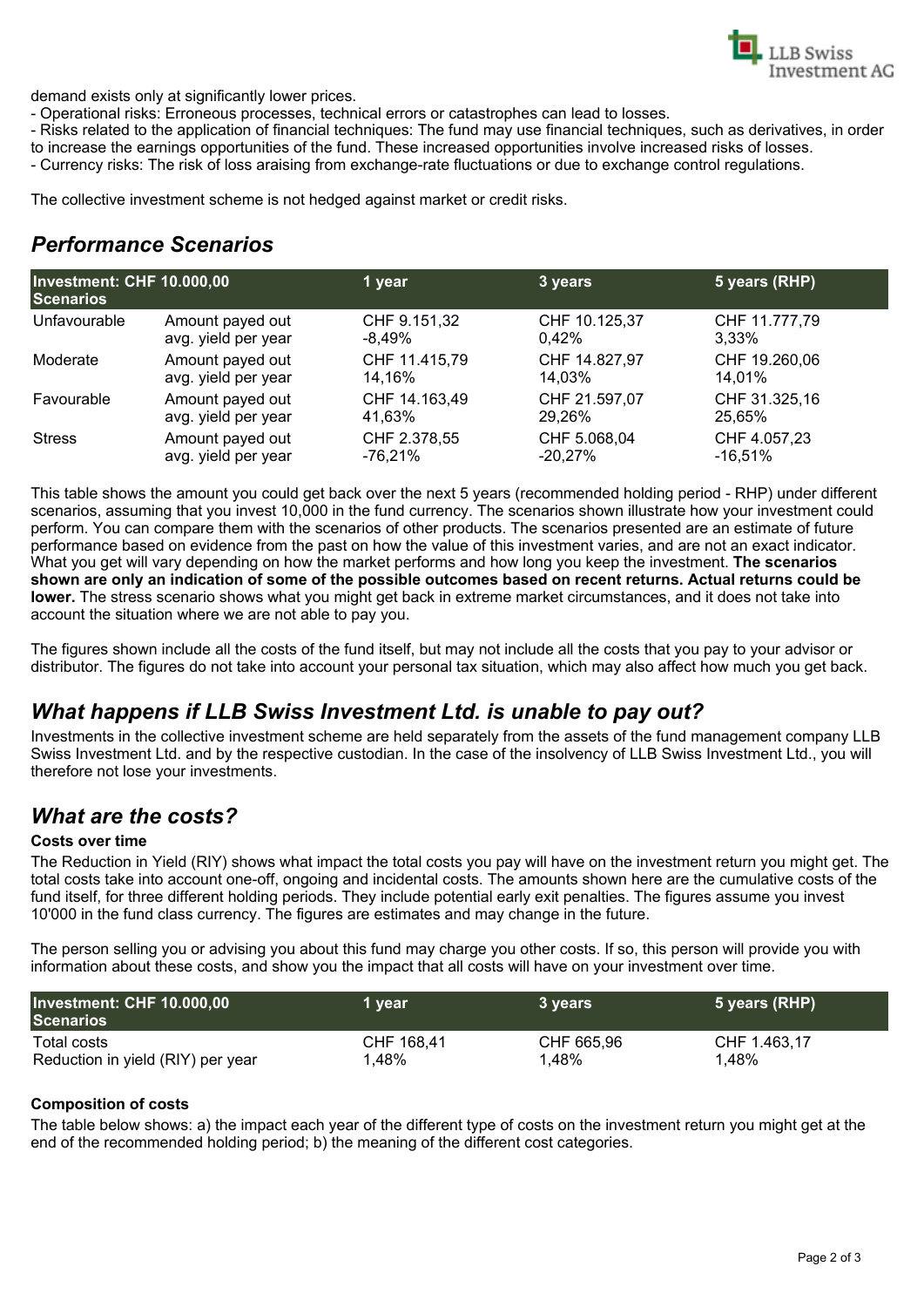demand exists only at significantly lower prices.

- Operational risks: Erroneous processes, technical errors or catastrophes can lead to losses.
- Risks related to the application of financial techniques: The fund may use financial techniques, such as derivatives, in order to increase the earnings opportunities of the fund. These increased opportunities involve increased risks of losses.
- Currency risks: The risk of loss araising from exchange-rate fluctuations or due to exchange control regulations.

The collective investment scheme is not hedged against market or credit risks.

## *Performance Scenarios*

| Investment: CHF 10.000,00 Scenarios | | 1 year | 3 years | 5 years (RHP) |
|---|---|---|---|---|
| Unfavourable | Amount payed out | CHF 9.151,32 | CHF 10.125,37 | CHF 11.777,79 |
| | avg. yield per year | -8,49% | 0,42% | 3,33% |
| Moderate | Amount payed out | CHF 11.415,79 | CHF 14.827,97 | CHF 19.260,06 |
| | avg. yield per year | 14,16% | 14,03% | 14,01% |
| Favourable | Amount payed out | CHF 14.163,49 | CHF 21.597,07 | CHF 31.325,16 |
| | avg. yield per year | 41,63% | 29,26% | 25,65% |
| Stress | Amount payed out | CHF 2.378,55 | CHF 5.068,04 | CHF 4.057,23 |
| | avg. yield per year | -76,21% | -20,27% | -16,51% |

This table shows the amount you could get back over the next 5 years (recommended holding period - RHP) under different scenarios, assuming that you invest 10,000 in the fund currency. The scenarios shown illustrate how your investment could perform. You can compare them with the scenarios of other products. The scenarios presented are an estimate of future performance based on evidence from the past on how the value of this investment varies, and are not an exact indicator. What you get will vary depending on how the market performs and how long you keep the investment. **The scenarios shown are only an indication of some of the possible outcomes based on recent returns. Actual returns could be lower.** The stress scenario shows what you might get back in extreme market circumstances, and it does not take into account the situation where we are not able to pay you.

The figures shown include all the costs of the fund itself, but may not include all the costs that you pay to your advisor or distributor. The figures do not take into account your personal tax situation, which may also affect how much you get back.

## *What happens if LLB Swiss Investment Ltd. is unable to pay out?*

Investments in the collective investment scheme are held separately from the assets of the fund management company LLB Swiss Investment Ltd. and by the respective custodian. In the case of the insolvency of LLB Swiss Investment Ltd., you will therefore not lose your investments.

## *What are the costs?*

**Costs over time**

The Reduction in Yield (RIY) shows what impact the total costs you pay will have on the investment return you might get. The total costs take into account one-off, ongoing and incidental costs. The amounts shown here are the cumulative costs of the fund itself, for three different holding periods. They include potential early exit penalties. The figures assume you invest 10'000 in the fund class currency. The figures are estimates and may change in the future.

The person selling you or advising you about this fund may charge you other costs. If so, this person will provide you with information about these costs, and show you the impact that all costs will have on your investment over time.

| Investment: CHF 10.000,00 Scenarios | 1 year | 3 years | 5 years (RHP) |
|---|---|---|---|
| Total costs | CHF 168,41 | CHF 665,96 | CHF 1.463,17 |
| Reduction in yield (RIY) per year | 1,48% | 1,48% | 1,48% |

**Composition of costs**

The table below shows: a) the impact each year of the different type of costs on the investment return you might get at the end of the recommended holding period; b) the meaning of the different cost categories.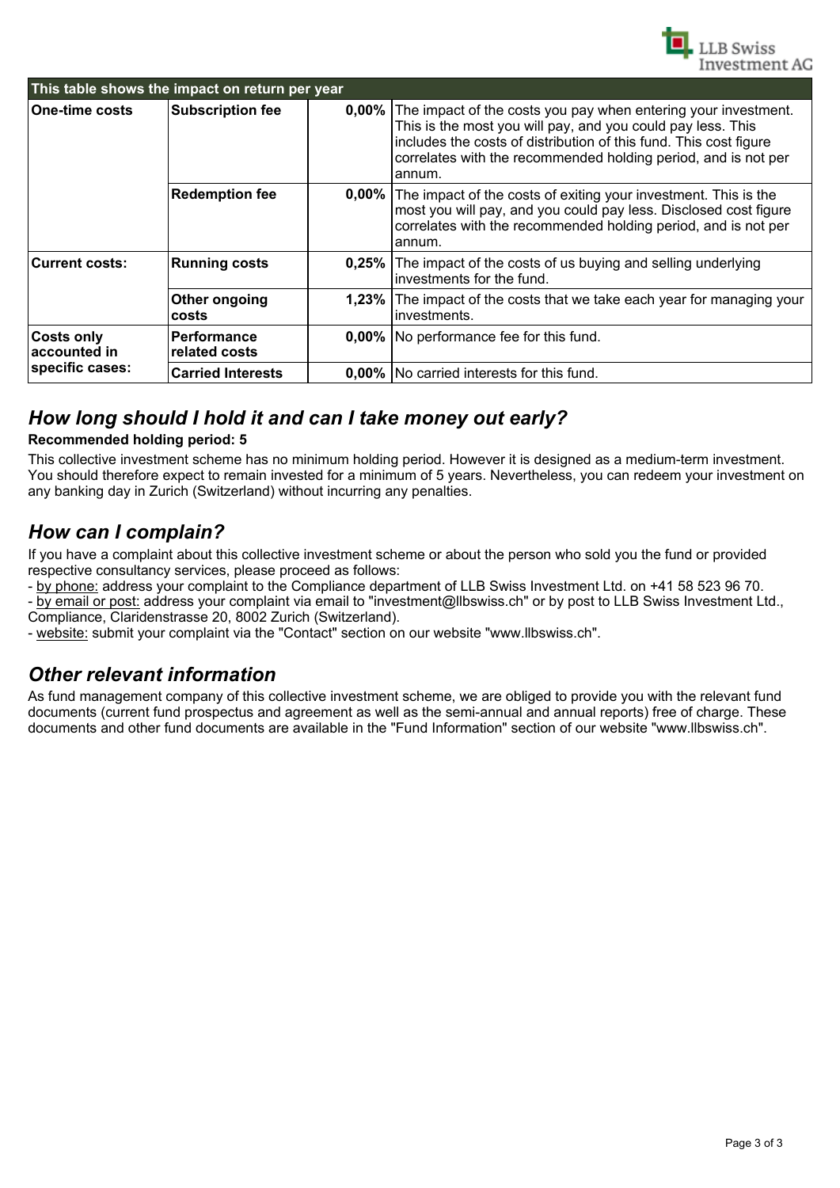| This table shows the impact on return per year | | | |
|---|---|---|---|
| **One-time costs** | **Subscription fee** | **0,00%** | The impact of the costs you pay when entering your investment. This is the most you will pay, and you could pay less. This includes the costs of distribution of this fund. This cost figure correlates with the recommended holding period, and is not per annum. |
| | **Redemption fee** | **0,00%** | The impact of the costs of exiting your investment. This is the most you will pay, and you could pay less. Disclosed cost figure correlates with the recommended holding period, and is not per annum. |
| **Current costs:** | **Running costs** | **0,25%** | The impact of the costs of us buying and selling underlying investments for the fund. |
| | **Other ongoing costs** | **1,23%** | The impact of the costs that we take each year for managing your investments. |
| **Costs only accounted in specific cases:** | **Performance related costs** | **0,00%** | No performance fee for this fund. |
| | **Carried Interests** | **0,00%** | No carried interests for this fund. |

## *How long should I hold it and can I take money out early?*

**Recommended holding period: 5**

This collective investment scheme has no minimum holding period. However it is designed as a medium-term investment. You should therefore expect to remain invested for a minimum of 5 years. Nevertheless, you can redeem your investment on any banking day in Zurich (Switzerland) without incurring any penalties.

## *How can I complain?*

If you have a complaint about this collective investment scheme or about the person who sold you the fund or provided respective consultancy services, please proceed as follows:

- by phone: address your complaint to the Compliance department of LLB Swiss Investment Ltd. on +41 58 523 96 70.
- by email or post: address your complaint via email to "investment@llbswiss.ch" or by post to LLB Swiss Investment Ltd., Compliance, Claridenstrasse 20, 8002 Zurich (Switzerland).
- website: submit your complaint via the "Contact" section on our website "www.llbswiss.ch".

## *Other relevant information*

As fund management company of this collective investment scheme, we are obliged to provide you with the relevant fund documents (current fund prospectus and agreement as well as the semi-annual and annual reports) free of charge. These documents and other fund documents are available in the "Fund Information" section of our website "www.llbswiss.ch".